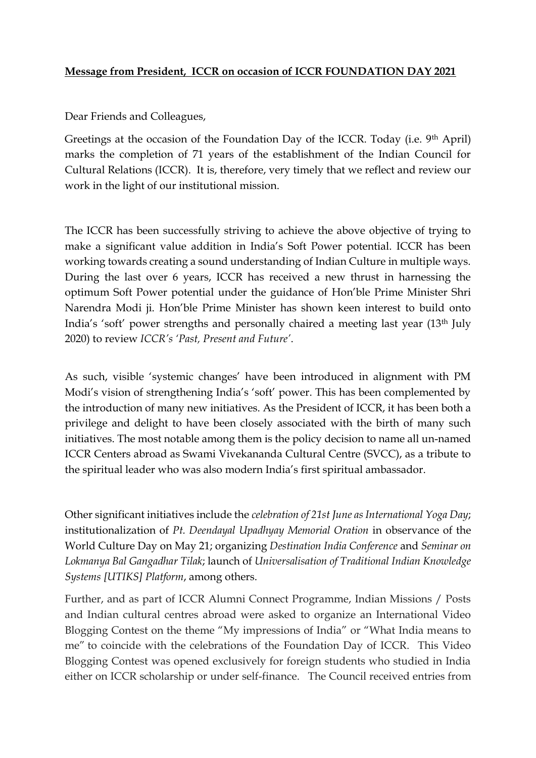**Message from President, ICCR on occasion of ICCR FOUNDATION DAY 2021**

Dear Friends and Colleagues,

Greetings at the occasion of the Foundation Day of the ICCR. Today (i.e. 9th April) marks the completion of 71 years of the establishment of the Indian Council for Cultural Relations (ICCR). It is, therefore, very timely that we reflect and review our work in the light of our institutional mission.

The ICCR has been successfully striving to achieve the above objective of trying to make a significant value addition in India's Soft Power potential. ICCR has been working towards creating a sound understanding of Indian Culture in multiple ways. During the last over 6 years, ICCR has received a new thrust in harnessing the optimum Soft Power potential under the guidance of Hon'ble Prime Minister Shri Narendra Modi ji. Hon'ble Prime Minister has shown keen interest to build onto India's 'soft' power strengths and personally chaired a meeting last year (13th July 2020) to review *ICCR's 'Past, Present and Future'*.

As such, visible 'systemic changes' have been introduced in alignment with PM Modi's vision of strengthening India's 'soft' power. This has been complemented by the introduction of many new initiatives. As the President of ICCR, it has been both a privilege and delight to have been closely associated with the birth of many such initiatives. The most notable among them is the policy decision to name all un-named ICCR Centers abroad as Swami Vivekananda Cultural Centre (SVCC), as a tribute to the spiritual leader who was also modern India's first spiritual ambassador.

Other significant initiatives include the *celebration of 21st June as International Yoga Day*; institutionalization of *Pt. Deendayal Upadhyay Memorial Oration* in observance of the World Culture Day on May 21; organizing *Destination India Conference* and *Seminar on Lokmanya Bal Gangadhar Tilak*; launch of *Universalisation of Traditional Indian Knowledge Systems [UTIKS] Platform*, among others.

Further, and as part of ICCR Alumni Connect Programme, Indian Missions / Posts and Indian cultural centres abroad were asked to organize an International Video Blogging Contest on the theme "My impressions of India" or "What India means to me" to coincide with the celebrations of the Foundation Day of ICCR. This Video Blogging Contest was opened exclusively for foreign students who studied in India either on ICCR scholarship or under self-finance. The Council received entries from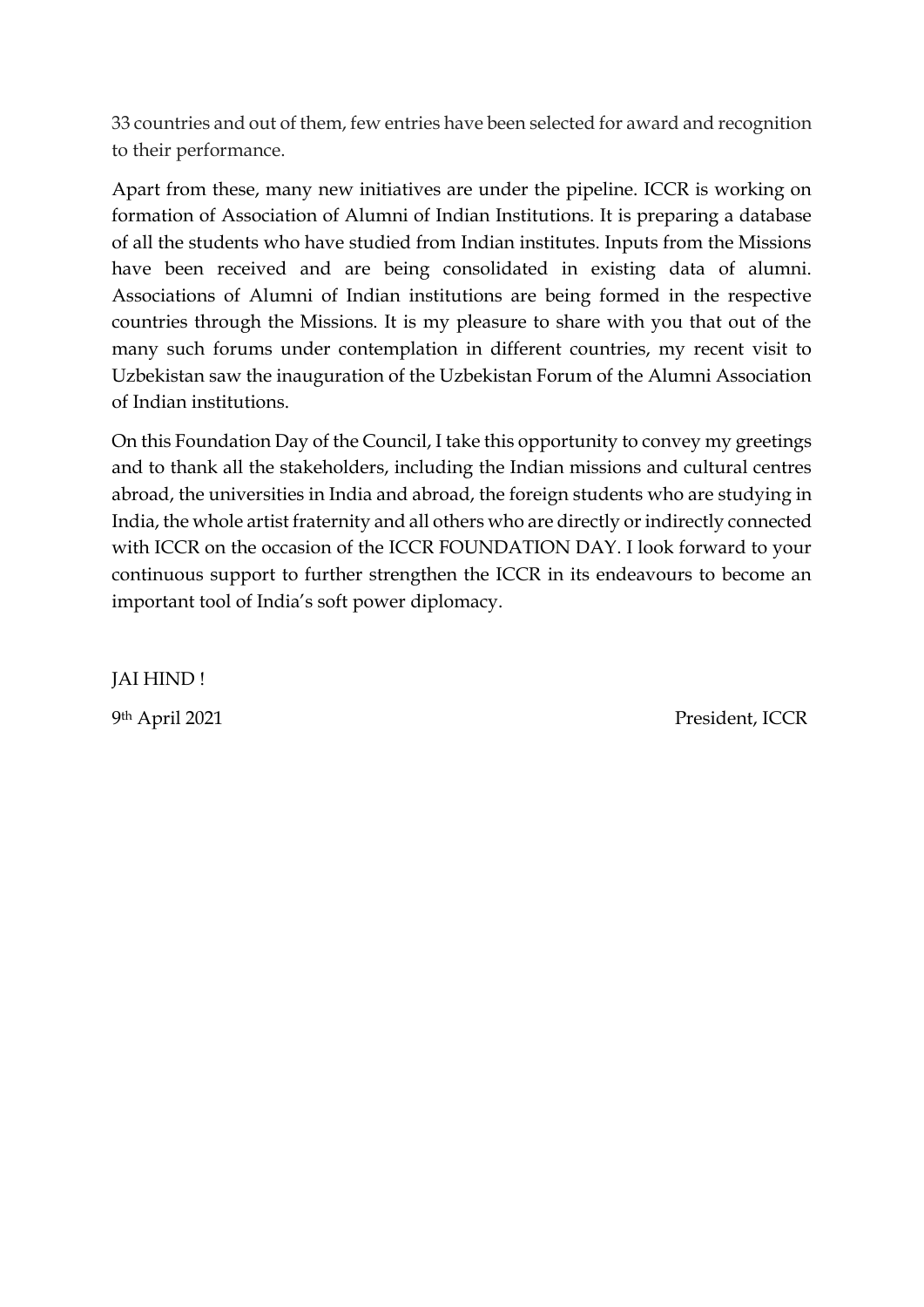33 countries and out of them, few entries have been selected for award and recognition to their performance.

Apart from these, many new initiatives are under the pipeline. ICCR is working on formation of Association of Alumni of Indian Institutions. It is preparing a database of all the students who have studied from Indian institutes. Inputs from the Missions have been received and are being consolidated in existing data of alumni. Associations of Alumni of Indian institutions are being formed in the respective countries through the Missions. It is my pleasure to share with you that out of the many such forums under contemplation in different countries, my recent visit to Uzbekistan saw the inauguration of the Uzbekistan Forum of the Alumni Association of Indian institutions.

On this Foundation Day of the Council, I take this opportunity to convey my greetings and to thank all the stakeholders, including the Indian missions and cultural centres abroad, the universities in India and abroad, the foreign students who are studying in India, the whole artist fraternity and all others who are directly or indirectly connected with ICCR on the occasion of the ICCR FOUNDATION DAY. I look forward to your continuous support to further strengthen the ICCR in its endeavours to become an important tool of India's soft power diplomacy.

JAI HIND !

9th April 2021 President, ICCR